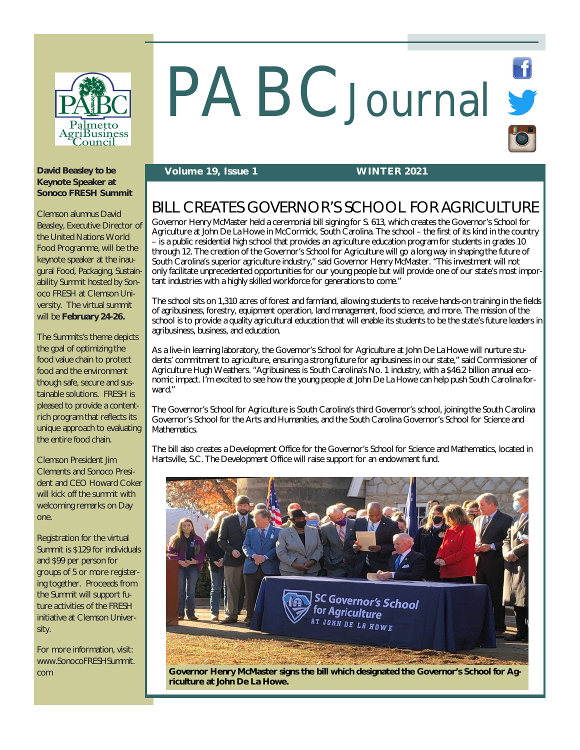# PABC Journal

**Volume 19, Issue 1** **WINTER 2021**

## BILL CREATES GOVERNOR'S SCHOOL FOR AGRICULTURE

Governor Henry McMaster held a ceremonial bill signing for S. 613, which creates the Governor's School for Agriculture at John De La Howe in McCormick, South Carolina. The school – the first of its kind in the country – is a public residential high school that provides an agriculture education program for students in grades 10 through 12. The creation of the Governor's School for Agriculture will go a long way in shaping the future of South Carolina's superior agriculture industry," said Governor Henry McMaster. "This investment will not only facilitate unprecedented opportunities for our young people but will provide one of our state's most important industries with a highly skilled workforce for generations to come."

The school sits on 1,310 acres of forest and farmland, allowing students to receive hands-on training in the fields of agribusiness, forestry, equipment operation, land management, food science, and more. The mission of the school is to provide a quality agricultural education that will enable its students to be the state's future leaders in agribusiness, business, and education.

As a live-in learning laboratory, the Governor's School for Agriculture at John De La Howe will nurture students' commitment to agriculture, ensuring a strong future for agribusiness in our state," said Commissioner of Agriculture Hugh Weathers. "Agribusiness is South Carolina's No. 1 industry, with a $46.2 billion annual economic impact. I'm excited to see how the young people at John De La Howe can help push South Carolina forward."

The Governor's School for Agriculture is South Carolina's third Governor's school, joining the South Carolina Governor's School for the Arts and Humanities, and the South Carolina Governor's School for Science and Mathematics.

The bill also creates a Development Office for the Governor's School for Science and Mathematics, located in Hartsville, S.C. The Development Office will raise support for an endowment fund.

**Governor Henry McMaster signs the bill which designated the Governor's School for Agriculture at John De La Howe.**

### David Beasley to be Keynote Speaker at Sonoco FRESH Summit

Clemson alumnus David Beasley, Executive Director of the United Nations World Food Programme, will be the keynote speaker at the inaugural Food, Packaging, Sustainability Summit hosted by Sonoco FRESH at Clemson University. The virtual summit will be **February 24-26.**

The Summits's theme depicts the goal of optimizing the food value chain to protect food and the environment though safe, secure and sustainable solutions. FRESH is pleased to provide a content-rich program that reflects its unique approach to evaluating the entire food chain.

Clemson President Jim Clements and Sonoco President and CEO Howard Coker will kick off the summit with welcoming remarks on Day one.

Registration for the virtual Summit is $129 for individuals and $99 per person for groups of 5 or more registering together. Proceeds from the Summit will support future activities of the FRESH initiative at Clemson University.

For more information, visit: www.SonocoFRESHSummit.com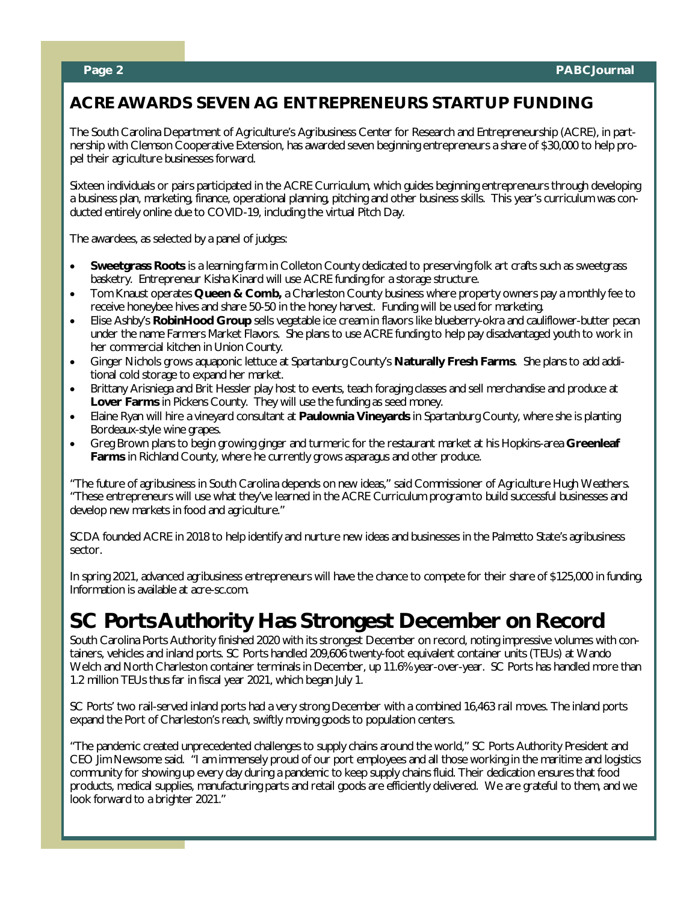## ACRE AWARDS SEVEN AG ENTREPRENEURS STARTUP FUNDING

The South Carolina Department of Agriculture's Agribusiness Center for Research and Entrepreneurship (ACRE), in partnership with Clemson Cooperative Extension, has awarded seven beginning entrepreneurs a share of $30,000 to help propel their agriculture businesses forward.

Sixteen individuals or pairs participated in the ACRE Curriculum, which guides beginning entrepreneurs through developing a business plan, marketing, finance, operational planning, pitching and other business skills. This year's curriculum was conducted entirely online due to COVID-19, including the virtual Pitch Day.

The awardees, as selected by a panel of judges:

- **Sweetgrass Roots** is a learning farm in Colleton County dedicated to preserving folk art crafts such as sweetgrass basketry. Entrepreneur Kisha Kinard will use ACRE funding for a storage structure.
- Tom Knaust operates **Queen & Comb,** a Charleston County business where property owners pay a monthly fee to receive honeybee hives and share 50-50 in the honey harvest. Funding will be used for marketing.
- Elise Ashby's **RobinHood Group** sells vegetable ice cream in flavors like blueberry-okra and cauliflower-butter pecan under the name Farmers Market Flavors. She plans to use ACRE funding to help pay disadvantaged youth to work in her commercial kitchen in Union County.
- Ginger Nichols grows aquaponic lettuce at Spartanburg County's **Naturally Fresh Farms**. She plans to add additional cold storage to expand her market.
- Brittany Arisniega and Brit Hessler play host to events, teach foraging classes and sell merchandise and produce at **Lover Farms** in Pickens County. They will use the funding as seed money.
- Elaine Ryan will hire a vineyard consultant at **Paulownia Vineyards** in Spartanburg County, where she is planting Bordeaux-style wine grapes.
- Greg Brown plans to begin growing ginger and turmeric for the restaurant market at his Hopkins-area **Greenleaf Farms** in Richland County, where he currently grows asparagus and other produce.

"The future of agribusiness in South Carolina depends on new ideas," said Commissioner of Agriculture Hugh Weathers. "These entrepreneurs will use what they've learned in the ACRE Curriculum program to build successful businesses and develop new markets in food and agriculture."

SCDA founded ACRE in 2018 to help identify and nurture new ideas and businesses in the Palmetto State's agribusiness sector.

In spring 2021, advanced agribusiness entrepreneurs will have the chance to compete for their share of $125,000 in funding. Information is available at acre-sc.com.

# SC Ports Authority Has Strongest December on Record

South Carolina Ports Authority finished 2020 with its strongest December on record, noting impressive volumes with containers, vehicles and inland ports. SC Ports handled 209,606 twenty-foot equivalent container units (TEUs) at Wando Welch and North Charleston container terminals in December, up 11.6% year-over-year. SC Ports has handled more than 1.2 million TEUs thus far in fiscal year 2021, which began July 1.

SC Ports' two rail-served inland ports had a very strong December with a combined 16,463 rail moves. The inland ports expand the Port of Charleston's reach, swiftly moving goods to population centers.

"The pandemic created unprecedented challenges to supply chains around the world," SC Ports Authority President and CEO Jim Newsome said. "I am immensely proud of our port employees and all those working in the maritime and logistics community for showing up every day during a pandemic to keep supply chains fluid. Their dedication ensures that food products, medical supplies, manufacturing parts and retail goods are efficiently delivered. We are grateful to them, and we look forward to a brighter 2021."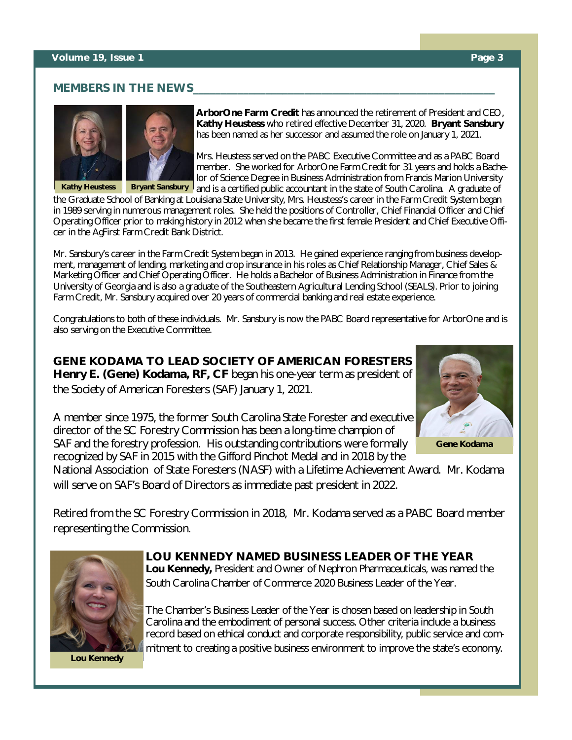## MEMBERS IN THE NEWS

Kathy Heustess

Bryant Sansbury

**ArborOne Farm Credit** has announced the retirement of President and CEO, **Kathy Heustess** who retired effective December 31, 2020. **Bryant Sansbury** has been named as her successor and assumed the role on January 1, 2021.

Mrs. Heustess served on the PABC Executive Committee and as a PABC Board member. She worked for ArborOne Farm Credit for 31 years and holds a Bachelor of Science Degree in Business Administration from Francis Marion University and is a certified public accountant in the state of South Carolina. A graduate of the Graduate School of Banking at Louisiana State University, Mrs. Heustess's career in the Farm Credit System began in 1989 serving in numerous management roles. She held the positions of Controller, Chief Financial Officer and Chief Operating Officer prior to making history in 2012 when she became the first female President and Chief Executive Officer in the AgFirst Farm Credit Bank District.

Mr. Sansbury's career in the Farm Credit System began in 2013. He gained experience ranging from business development, management of lending, marketing and crop insurance in his roles as Chief Relationship Manager, Chief Sales & Marketing Officer and Chief Operating Officer. He holds a Bachelor of Business Administration in Finance from the University of Georgia and is also a graduate of the Southeastern Agricultural Lending School (SEALS). Prior to joining Farm Credit, Mr. Sansbury acquired over 20 years of commercial banking and real estate experience.

Congratulations to both of these individuals. Mr. Sansbury is now the PABC Board representative for ArborOne and is also serving on the Executive Committee.

## GENE KODAMA TO LEAD SOCIETY OF AMERICAN FORESTERS

**Henry E. (Gene) Kodama, RF, CF** began his one-year term as president of the Society of American Foresters (SAF) January 1, 2021.

A member since 1975, the former South Carolina State Forester and executive director of the SC Forestry Commission has been a long-time champion of SAF and the forestry profession. His outstanding contributions were formally recognized by SAF in 2015 with the Gifford Pinchot Medal and in 2018 by the National Association of State Foresters (NASF) with a Lifetime Achievement Award. Mr. Kodama will serve on SAF's Board of Directors as immediate past president in 2022.

Gene Kodama

Retired from the SC Forestry Commission in 2018, Mr. Kodama served as a PABC Board member representing the Commission.

## LOU KENNEDY NAMED BUSINESS LEADER OF THE YEAR

**Lou Kennedy,** President and Owner of Nephron Pharmaceuticals, was named the South Carolina Chamber of Commerce 2020 Business Leader of the Year.

The Chamber's Business Leader of the Year is chosen based on leadership in South Carolina and the embodiment of personal success. Other criteria include a business record based on ethical conduct and corporate responsibility, public service and commitment to creating a positive business environment to improve the state's economy.

Lou Kennedy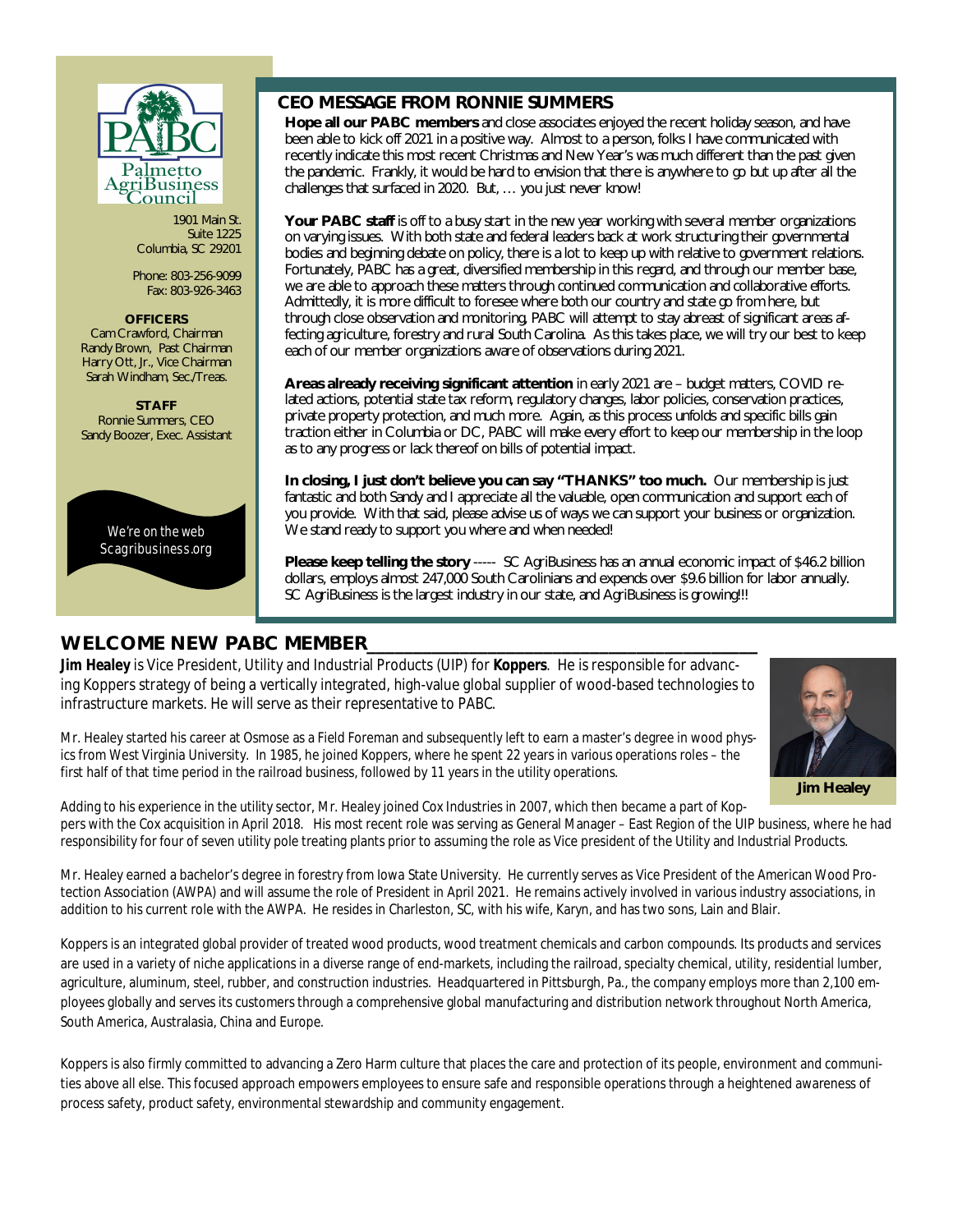1901 Main St.
Suite 1225
Columbia, SC 29201

Phone: 803-256-9099
Fax: 803-926-3463

**OFFICERS**
Cam Crawford, Chairman
Randy Brown, Past Chairman
Harry Ott, Jr., Vice Chairman
Sarah Windham, Sec./Treas.

**STAFF**
Ronnie Summers, CEO
Sandy Boozer, Exec. Assistant

*We're on the web*
*Scagribusiness.org*

## CEO MESSAGE FROM RONNIE SUMMERS

**Hope all our PABC members** and close associates enjoyed the recent holiday season, and have been able to kick off 2021 in a positive way. Almost to a person, folks I have communicated with recently indicate this most recent Christmas and New Year's was much different than the past given the pandemic. Frankly, it would be hard to envision that there is anywhere to go but up after all the challenges that surfaced in 2020. But, … you just never know!

**Your PABC staff** is off to a busy start in the new year working with several member organizations on varying issues. With both state and federal leaders back at work structuring their governmental bodies and beginning debate on policy, there is a lot to keep up with relative to government relations. Fortunately, PABC has a great, diversified membership in this regard, and through our member base, we are able to approach these matters through continued communication and collaborative efforts. Admittedly, it is more difficult to foresee where both our country and state go from here, but through close observation and monitoring, PABC will attempt to stay abreast of significant areas affecting agriculture, forestry and rural South Carolina. As this takes place, we will try our best to keep each of our member organizations aware of observations during 2021.

**Areas already receiving significant attention** in early 2021 are – budget matters, COVID related actions, potential state tax reform, regulatory changes, labor policies, conservation practices, private property protection, and much more. Again, as this process unfolds and specific bills gain traction either in Columbia or DC, PABC will make every effort to keep our membership in the loop as to any progress or lack thereof on bills of potential impact.

**In closing, I just don't believe you can say "THANKS" too much.** Our membership is just fantastic and both Sandy and I appreciate all the valuable, open communication and support each of you provide. With that said, please advise us of ways we can support your business or organization. We stand ready to support you where and when needed!

**Please keep telling the story** ----- SC AgriBusiness has an annual economic impact of $46.2 billion dollars, employs almost 247,000 South Carolinians and expends over $9.6 billion for labor annually. SC AgriBusiness is the largest industry in our state, and AgriBusiness is growing!!!

## WELCOME NEW PABC MEMBER

**Jim Healey** is Vice President, Utility and Industrial Products (UIP) for **Koppers**. He is responsible for advancing Koppers strategy of being a vertically integrated, high-value global supplier of wood-based technologies to infrastructure markets. He will serve as their representative to PABC.

Mr. Healey started his career at Osmose as a Field Foreman and subsequently left to earn a master's degree in wood physics from West Virginia University. In 1985, he joined Koppers, where he spent 22 years in various operations roles – the first half of that time period in the railroad business, followed by 11 years in the utility operations.

**Jim Healey**

Adding to his experience in the utility sector, Mr. Healey joined Cox Industries in 2007, which then became a part of Koppers with the Cox acquisition in April 2018. His most recent role was serving as General Manager – East Region of the UIP business, where he had responsibility for four of seven utility pole treating plants prior to assuming the role as Vice president of the Utility and Industrial Products.

Mr. Healey earned a bachelor's degree in forestry from Iowa State University. He currently serves as Vice President of the American Wood Protection Association (AWPA) and will assume the role of President in April 2021. He remains actively involved in various industry associations, in addition to his current role with the AWPA. He resides in Charleston, SC, with his wife, Karyn, and has two sons, Lain and Blair.

Koppers is an integrated global provider of treated wood products, wood treatment chemicals and carbon compounds. Its products and services are used in a variety of niche applications in a diverse range of end-markets, including the railroad, specialty chemical, utility, residential lumber, agriculture, aluminum, steel, rubber, and construction industries. Headquartered in Pittsburgh, Pa., the company employs more than 2,100 employees globally and serves its customers through a comprehensive global manufacturing and distribution network throughout North America, South America, Australasia, China and Europe.

Koppers is also firmly committed to advancing a Zero Harm culture that places the care and protection of its people, environment and communities above all else. This focused approach empowers employees to ensure safe and responsible operations through a heightened awareness of process safety, product safety, environmental stewardship and community engagement.